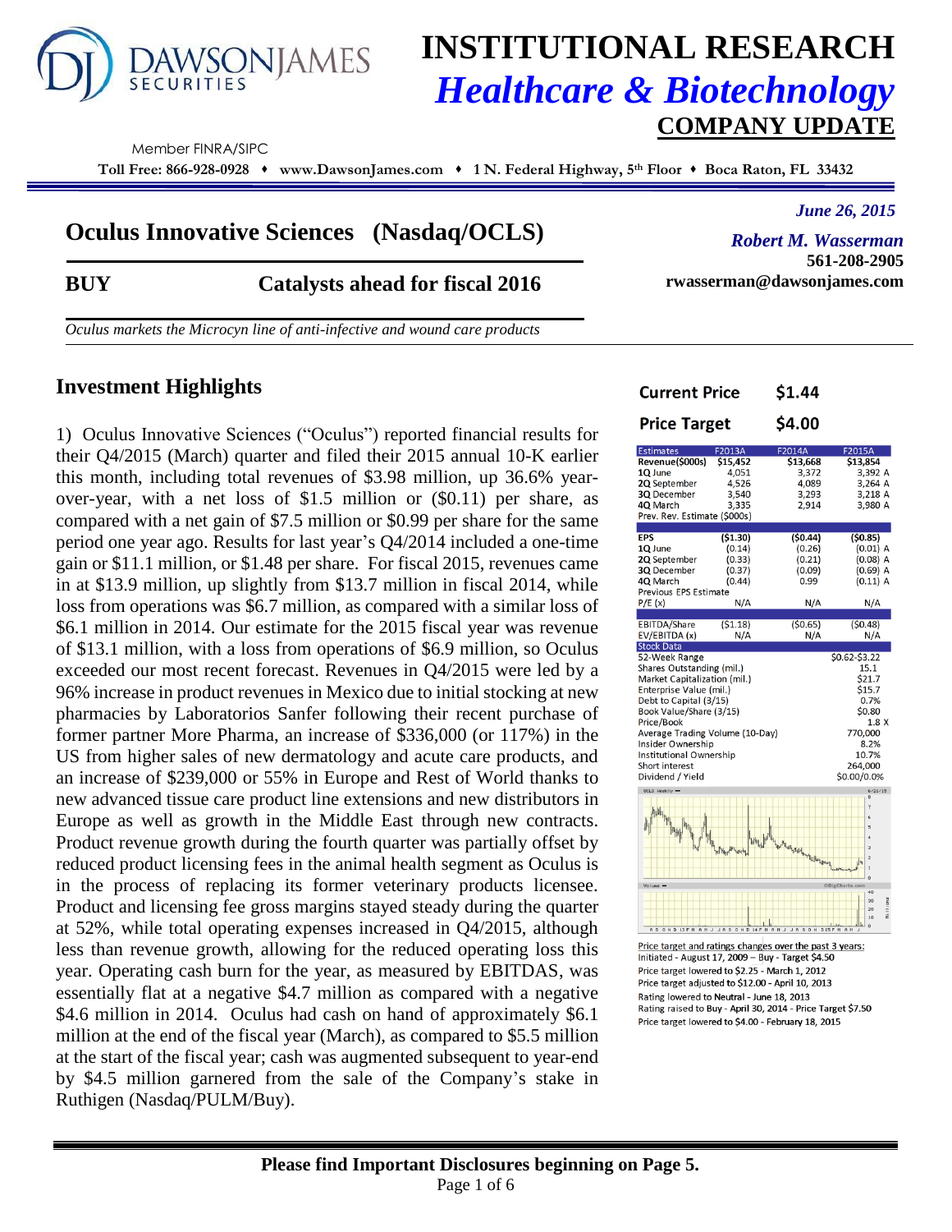# INSTITUTIONAL RESEARCH

## *Healthcare & Biotechnology*

## COMPANY UPDATE

DAWSONJAMES SECURITIES

Member FINRA/SIPC

**Toll Free: 866-928-0928 ♦ www.DawsonJames.com ♦ 1 N. Federal Highway, 5th Floor ♦ Boca Raton, FL 33432**

*June 26, 2015*

## Oculus Innovative Sciences (Nasdaq/OCLS)

*Robert M. Wasserman*
**561-208-2905**
**rwasserman@dawsonjames.com**

**BUY** **Catalysts ahead for fiscal 2016**

*Oculus markets the Microcyn line of anti-infective and wound care products*

## Investment Highlights

1) Oculus Innovative Sciences ("Oculus") reported financial results for their Q4/2015 (March) quarter and filed their 2015 annual 10-K earlier this month, including total revenues of $3.98 million, up 36.6% year-over-year, with a net loss of $1.5 million or ($0.11) per share, as compared with a net gain of $7.5 million or $0.99 per share for the same period one year ago. Results for last year's Q4/2014 included a one-time gain or $11.1 million, or $1.48 per share. For fiscal 2015, revenues came in at $13.9 million, up slightly from $13.7 million in fiscal 2014, while loss from operations was $6.7 million, as compared with a similar loss of $6.1 million in 2014. Our estimate for the 2015 fiscal year was revenue of $13.1 million, with a loss from operations of $6.9 million, so Oculus exceeded our most recent forecast. Revenues in Q4/2015 were led by a 96% increase in product revenues in Mexico due to initial stocking at new pharmacies by Laboratorios Sanfer following their recent purchase of former partner More Pharma, an increase of $336,000 (or 117%) in the US from higher sales of new dermatology and acute care products, and an increase of $239,000 or 55% in Europe and Rest of World thanks to new advanced tissue care product line extensions and new distributors in Europe as well as growth in the Middle East through new contracts. Product revenue growth during the fourth quarter was partially offset by reduced product licensing fees in the animal health segment as Oculus is in the process of replacing its former veterinary products licensee. Product and licensing fee gross margins stayed steady during the quarter at 52%, while total operating expenses increased in Q4/2015, although less than revenue growth, allowing for the reduced operating loss this year. Operating cash burn for the year, as measured by EBITDAS, was essentially flat at a negative $4.7 million as compared with a negative $4.6 million in 2014. Oculus had cash on hand of approximately $6.1 million at the end of the fiscal year (March), as compared to $5.5 million at the start of the fiscal year; cash was augmented subsequent to year-end by $4.5 million garnered from the sale of the Company's stake in Ruthigen (Nasdaq/PULM/Buy).

| | |
|---|---|
| **Current Price** | **$1.44** |
| **Price Target** | **$4.00** |

| Estimates | F2013A | F2014A | F2015A |
|---|---|---|---|
| **Revenue($000s)** | **$15,452** | **$13,668** | **$13,854** |
| 1Q June | 4,051 | 3,372 | 3,392 A |
| 2Q September | 4,526 | 4,089 | 3,264 A |
| 3Q December | 3,540 | 3,293 | 3,218 A |
| 4Q March | 3,335 | 2,914 | 3,980 A |
| Prev. Rev. Estimate ($000s) | | | |
| **EPS** | **($1.30)** | **($0.44)** | **($0.85)** |
| 1Q June | (0.14) | (0.26) | (0.01) A |
| 2Q September | (0.33) | (0.21) | (0.08) A |
| 3Q December | (0.37) | (0.09) | (0.69) A |
| 4Q March | (0.44) | 0.99 | (0.11) A |
| Previous EPS Estimate | | | |
| P/E (x) | N/A | N/A | N/A |
| EBITDA/Share | ($1.18) | ($0.65) | ($0.48) |
| EV/EBITDA (x) | N/A | N/A | N/A |

| Stock Data | |
|---|---|
| 52-Week Range | $0.62-$3.22 |
| Shares Outstanding (mil.) | 15.1 |
| Market Capitalization (mil.) | $21.7 |
| Enterprise Value (mil.) | $15.7 |
| Debt to Capital (3/15) | 0.7% |
| Book Value/Share (3/15) | $0.80 |
| Price/Book | 1.8 X |
| Average Trading Volume (10-Day) | 770,000 |
| Insider Ownership | 8.2% |
| Institutional Ownership | 10.7% |
| Short interest | 264,000 |
| Dividend / Yield | $0.00/0.0% |

Price target and ratings changes over the past 3 years:
Initiated - August 17, 2009 – Buy - Target $4.50
Price target lowered to $2.25 - March 1, 2012
Price target adjusted to $12.00 - April 10, 2013
Rating lowered to Neutral - June 18, 2013
Rating raised to Buy - April 30, 2014 - Price Target $7.50
Price target lowered to $4.00 - February 18, 2015

**Please find Important Disclosures beginning on Page 5.**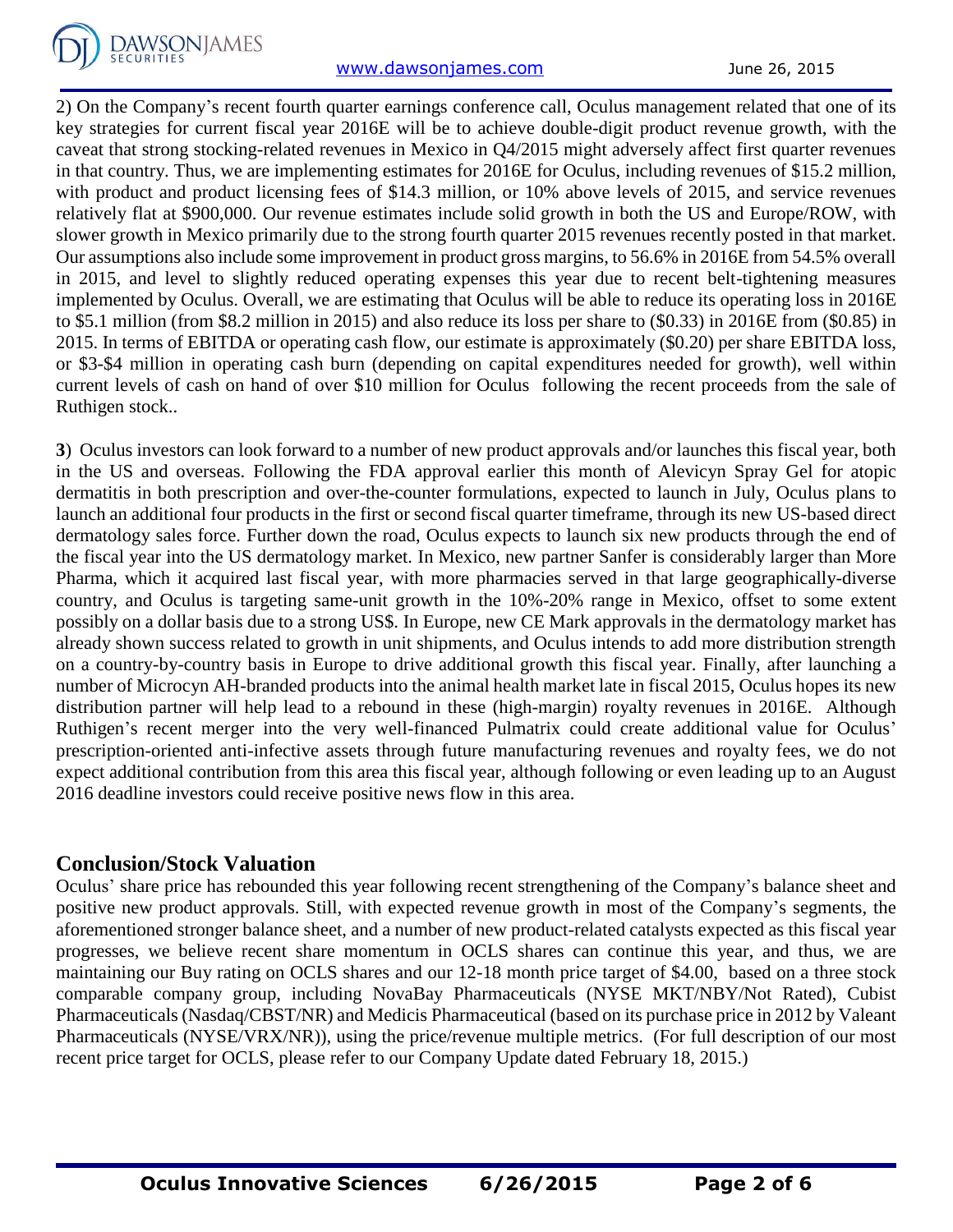2) On the Company's recent fourth quarter earnings conference call, Oculus management related that one of its key strategies for current fiscal year 2016E will be to achieve double-digit product revenue growth, with the caveat that strong stocking-related revenues in Mexico in Q4/2015 might adversely affect first quarter revenues in that country. Thus, we are implementing estimates for 2016E for Oculus, including revenues of $15.2 million, with product and product licensing fees of $14.3 million, or 10% above levels of 2015, and service revenues relatively flat at $900,000. Our revenue estimates include solid growth in both the US and Europe/ROW, with slower growth in Mexico primarily due to the strong fourth quarter 2015 revenues recently posted in that market. Our assumptions also include some improvement in product gross margins, to 56.6% in 2016E from 54.5% overall in 2015, and level to slightly reduced operating expenses this year due to recent belt-tightening measures implemented by Oculus. Overall, we are estimating that Oculus will be able to reduce its operating loss in 2016E to $5.1 million (from $8.2 million in 2015) and also reduce its loss per share to ($0.33) in 2016E from ($0.85) in 2015. In terms of EBITDA or operating cash flow, our estimate is approximately ($0.20) per share EBITDA loss, or $3-$4 million in operating cash burn (depending on capital expenditures needed for growth), well within current levels of cash on hand of over $10 million for Oculus following the recent proceeds from the sale of Ruthigen stock..

**3**) Oculus investors can look forward to a number of new product approvals and/or launches this fiscal year, both in the US and overseas. Following the FDA approval earlier this month of Alevicyn Spray Gel for atopic dermatitis in both prescription and over-the-counter formulations, expected to launch in July, Oculus plans to launch an additional four products in the first or second fiscal quarter timeframe, through its new US-based direct dermatology sales force. Further down the road, Oculus expects to launch six new products through the end of the fiscal year into the US dermatology market. In Mexico, new partner Sanfer is considerably larger than More Pharma, which it acquired last fiscal year, with more pharmacies served in that large geographically-diverse country, and Oculus is targeting same-unit growth in the 10%-20% range in Mexico, offset to some extent possibly on a dollar basis due to a strong US$. In Europe, new CE Mark approvals in the dermatology market has already shown success related to growth in unit shipments, and Oculus intends to add more distribution strength on a country-by-country basis in Europe to drive additional growth this fiscal year. Finally, after launching a number of Microcyn AH-branded products into the animal health market late in fiscal 2015, Oculus hopes its new distribution partner will help lead to a rebound in these (high-margin) royalty revenues in 2016E. Although Ruthigen's recent merger into the very well-financed Pulmatrix could create additional value for Oculus' prescription-oriented anti-infective assets through future manufacturing revenues and royalty fees, we do not expect additional contribution from this area this fiscal year, although following or even leading up to an August 2016 deadline investors could receive positive news flow in this area.

## Conclusion/Stock Valuation

Oculus' share price has rebounded this year following recent strengthening of the Company's balance sheet and positive new product approvals. Still, with expected revenue growth in most of the Company's segments, the aforementioned stronger balance sheet, and a number of new product-related catalysts expected as this fiscal year progresses, we believe recent share momentum in OCLS shares can continue this year, and thus, we are maintaining our Buy rating on OCLS shares and our 12-18 month price target of $4.00, based on a three stock comparable company group, including NovaBay Pharmaceuticals (NYSE MKT/NBY/Not Rated), Cubist Pharmaceuticals (Nasdaq/CBST/NR) and Medicis Pharmaceutical (based on its purchase price in 2012 by Valeant Pharmaceuticals (NYSE/VRX/NR)), using the price/revenue multiple metrics. (For full description of our most recent price target for OCLS, please refer to our Company Update dated February 18, 2015.)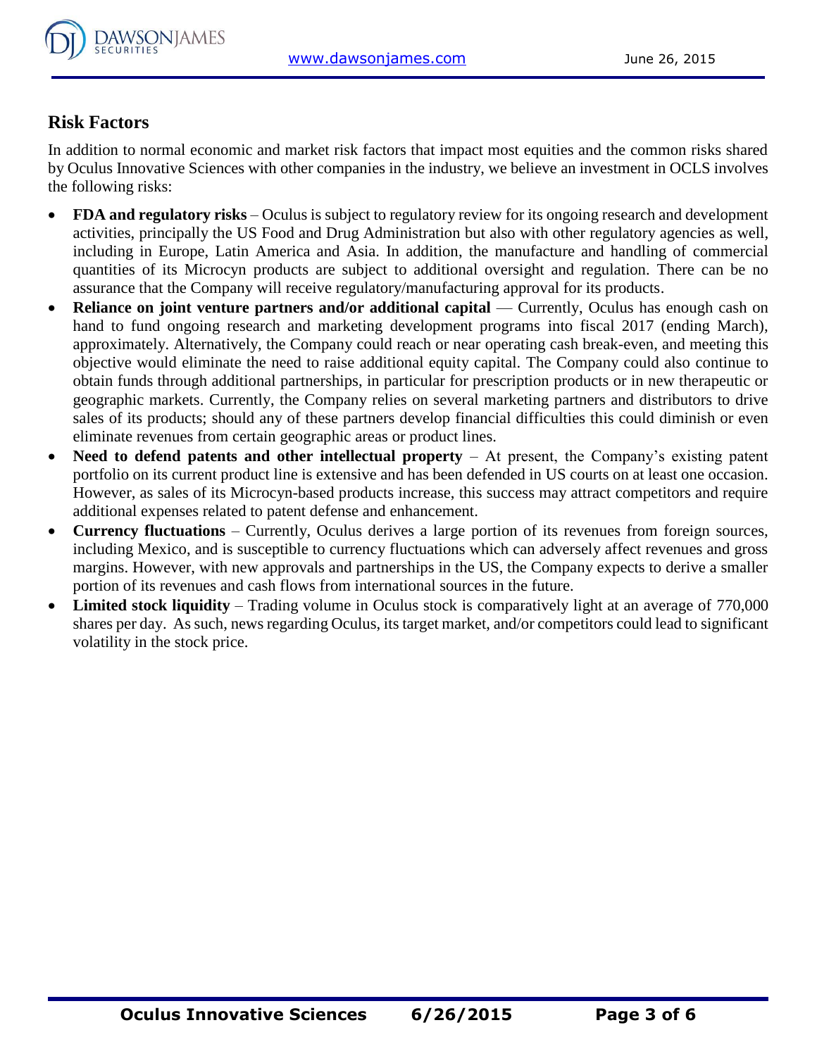## Risk Factors

In addition to normal economic and market risk factors that impact most equities and the common risks shared by Oculus Innovative Sciences with other companies in the industry, we believe an investment in OCLS involves the following risks:

- **FDA and regulatory risks** – Oculus is subject to regulatory review for its ongoing research and development activities, principally the US Food and Drug Administration but also with other regulatory agencies as well, including in Europe, Latin America and Asia. In addition, the manufacture and handling of commercial quantities of its Microcyn products are subject to additional oversight and regulation. There can be no assurance that the Company will receive regulatory/manufacturing approval for its products.
- **Reliance on joint venture partners and/or additional capital** — Currently, Oculus has enough cash on hand to fund ongoing research and marketing development programs into fiscal 2017 (ending March), approximately. Alternatively, the Company could reach or near operating cash break-even, and meeting this objective would eliminate the need to raise additional equity capital. The Company could also continue to obtain funds through additional partnerships, in particular for prescription products or in new therapeutic or geographic markets. Currently, the Company relies on several marketing partners and distributors to drive sales of its products; should any of these partners develop financial difficulties this could diminish or even eliminate revenues from certain geographic areas or product lines.
- **Need to defend patents and other intellectual property** – At present, the Company's existing patent portfolio on its current product line is extensive and has been defended in US courts on at least one occasion. However, as sales of its Microcyn-based products increase, this success may attract competitors and require additional expenses related to patent defense and enhancement.
- **Currency fluctuations** – Currently, Oculus derives a large portion of its revenues from foreign sources, including Mexico, and is susceptible to currency fluctuations which can adversely affect revenues and gross margins. However, with new approvals and partnerships in the US, the Company expects to derive a smaller portion of its revenues and cash flows from international sources in the future.
- **Limited stock liquidity** – Trading volume in Oculus stock is comparatively light at an average of 770,000 shares per day. As such, news regarding Oculus, its target market, and/or competitors could lead to significant volatility in the stock price.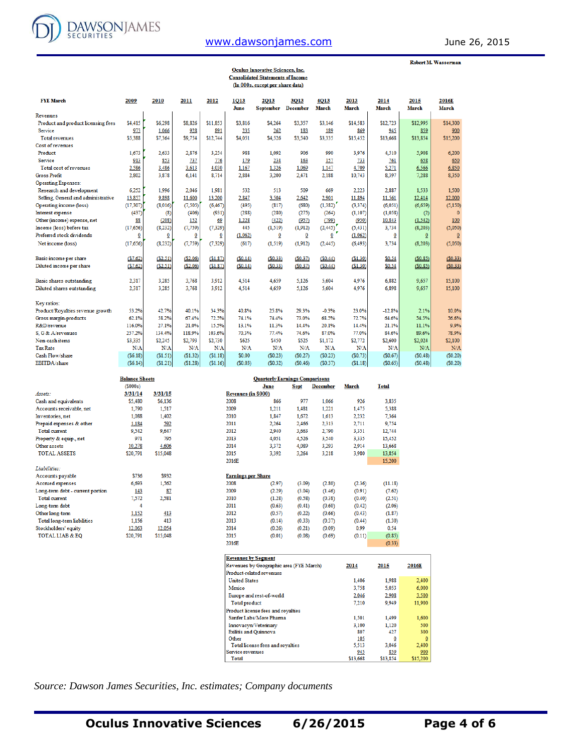Robert M. Wasserman

**Oculus Innovative Sciences, Inc.**
**Consolidated Statements of Income**
**(In 000s, except per share data)**

| FYE March | 2009 | 2010 | 2011 | 2012 | 1Q13 June | 2Q13 September | 3Q13 December | 4Q13 March | 2013 March | 2014 March | 2015 March | 2016E March |
|---|---|---|---|---|---|---|---|---|---|---|---|---|
| Revenues | | | | | | | | | | | | |
| Product and product licensing fees | $4,415 | $6,298 | $8,826 | $11,853 | $3,816 | $4,264 | $3,357 | $3,146 | $14,583 | $12,723 | $12,995 | $14,300 |
| Service | 973 | 1,066 | 928 | 891 | 235 | 262 | 183 | 189 | 869 | 945 | 859 | 900 |
| Total revenues | $5,388 | $7,364 | $9,754 | $12,744 | $4,051 | $4,526 | $3,540 | $3,335 | $15,452 | $13,668 | $13,854 | $15,200 |
| Cost of revenues | | | | | | | | | | | | |
| Product | 1,673 | 2,633 | 2,876 | 3,254 | 988 | 1,092 | 906 | 990 | 3,976 | 4,510 | 5,908 | 6,200 |
| Service | 913 | 853 | 737 | 776 | 179 | 234 | 163 | 157 | 733 | 761 | 658 | 650 |
| Total cost of revenues | 2,586 | 3,486 | 3,613 | 4,030 | 1,167 | 1,326 | 1,069 | 1,147 | 4,709 | 5,271 | 6,566 | 6,850 |
| Gross Profit | 2,802 | 3,878 | 6,141 | 8,714 | 2,884 | 3,200 | 2,471 | 2,188 | 10,743 | 8,397 | 7,288 | 8,350 |
| Operating Expenses: | | | | | | | | | | | | |
| Research and development | 6,252 | 1,996 | 2,046 | 1,981 | 532 | 513 | 509 | 669 | 2,223 | 2,887 | 1,533 | 1,500 |
| Selling, General and administrative | 13,857 | 9,898 | 11,600 | 13,200 | 2,847 | 3,304 | 2,642 | 2,901 | 11,894 | 11,561 | 12,414 | 12,000 |
| Operating income (loss) | (17,307) | (8,016) | (7,505) | (6,467) | (495) | (817) | (680) | (1,382) | (3,374) | (6,051) | (6,659) | (5,150) |
| Interest expense | (437) | (8) | (406) | (931) | (288) | (280) | (275) | (264) | (1,107) | (1,058) | (2) | 0 |
| Other (income) expense, net | 88 | (208) | 152 | 69 | 1,228 | (422) | (957) | (799) | (950) | 10,843 | (1,542) | 100 |
| Income (loss) before tax | (17,656) | (8,232) | (7,759) | (7,329) | 445 | (1,519) | (1,912) | (2,445) | (5,431) | 3,734 | (8,203) | (5,050) |
| Preferred stock dividends | 0 | 0 | 0 | 0 | (1,062) | 0 | 0 | 0 | (1,062) | 0 | 0 | 0 |
| Net income (loss) | (17,656) | (8,232) | (7,759) | (7,329) | (617) | (1,519) | (1,912) | (2,445) | (6,493) | 3,734 | (8,203) | (5,050) |
| | | | | | | | | | | | | |
| Basic income per share | ($7.62) | ($2.51) | ($2.06) | ($1.87) | ($0.14) | ($0.33) | ($0.37) | ($0.44) | ($1.30) | $0.54 | ($0.85) | ($0.33) |
| Diluted income per share | ($7.62) | ($2.51) | ($2.06) | ($1.87) | ($0.14) | ($0.33) | ($0.37) | ($0.44) | ($1.30) | $0.54 | ($0.85) | ($0.33) |
| | | | | | | | | | | | | |
| Basic shares outstanding | 2,317 | 3,285 | 3,768 | 3,912 | 4,514 | 4,659 | 5,126 | 5,604 | 4,976 | 6,882 | 9,657 | 15,100 |
| Diluted shares outstanding | 2,317 | 3,285 | 3,768 | 3,912 | 4,514 | 4,659 | 5,126 | 5,604 | 4,976 | 6,898 | 9,657 | 15,100 |
| | | | | | | | | | | | | |
| Key ratios: | | | | | | | | | | | | |
| Product/Royalties revenue growth | 53.2% | 42.7% | 40.1% | 34.3% | 40.8% | 25.8% | 29.3% | -0.3% | 23.0% | -12.8% | 2.1% | 10.0% |
| Gross margin-products | 62.1% | 58.2% | 67.4% | 72.5% | 74.1% | 74.4% | 73.0% | 68.5% | 72.7% | 64.6% | 54.5% | 56.6% |
| R&D/revenue | 116.0% | 27.1% | 21.0% | 15.5% | 13.1% | 11.3% | 14.4% | 20.1% | 14.4% | 21.1% | 11.1% | 9.9% |
| S, G & A/revenues | 257.2% | 134.4% | 118.9% | 103.6% | 70.3% | 77.4% | 74.6% | 87.0% | 77.0% | 84.6% | 89.6% | 78.9% |
| Non-cash items | $3,335 | $2,245 | $2,793 | $2,730 | $625 | $450 | $525 | $1,172 | $2,772 | $2,600 | $2,024 | $2,100 |
| Tax Rate | N/A | N/A | N/A | N/A | N/A | N/A | N/A | N/A | N/A | N/A | N/A | N/A |
| Cash Flow/share | ($6.18) | ($1.51) | ($1.32) | ($1.18) | $0.00 | ($0.23) | ($0.27) | ($0.23) | ($0.73) | ($0.67) | ($0.48) | ($0.20) |
| EBITDA/share | ($6.14) | ($1.21) | ($1.28) | ($1.16) | ($0.03) | ($0.32) | ($0.46) | ($0.37) | ($1.18) | ($0.65) | ($0.48) | ($0.20) |

**Balance Sheets**

| ($000s) | 3/31/14 | 3/31/15 |
|---|---|---|
| *Assets:* | | |
| Cash and equivalents | $5,480 | $6,136 |
| Accounts receivable, net | 1,790 | 1,517 |
| Inventories, net | 1,088 | 1,402 |
| Prepaid expenses & other | 1,184 | 592 |
| Total current | 9,542 | 9,647 |
| Property & equip., net | 971 | 795 |
| Other assets | 10,278 | 4,606 |
| TOTAL ASSETS | $20,791 | $15,048 |
| | | |
| *Liabilities:* | | |
| Accounts payable | $736 | $932 |
| Accrued expenses | 6,693 | 1,562 |
| Long-term debt - current portion | 143 | 87 |
| Total current | 7,572 | 2,581 |
| Long-term debt | 4 | |
| Other long-term | 1,152 | 413 |
| Total long-term liabilities | 1,156 | 413 |
| Stockholders' equity | 12,063 | 12,054 |
| TOTAL LIAB & EQ | $20,791 | $15,048 |

**Quarterly Earnings Comparisons**

| Revenues (in $000) | June | Sept | December | March | Total |
|---|---|---|---|---|---|
| 2008 | 866 | 977 | 1,066 | 926 | 3,835 |
| 2009 | 1,211 | 1,481 | 1,221 | 1,475 | 5,388 |
| 2010 | 1,847 | 1,672 | 1,613 | 2,232 | 7,364 |
| 2011 | 2,264 | 2,466 | 2,313 | 2,711 | 9,754 |
| 2012 | 2,940 | 3,663 | 2,790 | 3,351 | 12,744 |
| 2013 | 4,051 | 4,526 | 3,540 | 3,335 | 15,452 |
| 2014 | 3,372 | 4,089 | 3,293 | 2,914 | 13,668 |
| 2015 | 3,392 | 3,264 | 3,218 | 3,980 | 13,854 |
| 2016E | | | | | 15,200 |

| Earnings per Share | June | Sept | December | March | Total |
|---|---|---|---|---|---|
| 2008 | (2.97) | (3.09) | (2.80) | (2.36) | (11.18) |
| 2009 | (2.29) | (3.04) | (1.46) | (0.91) | (7.62) |
| 2010 | (1.28) | (0.58) | (0.38) | (0.40) | (2.51) |
| 2011 | (0.63) | (0.41) | (0.60) | (0.42) | (2.06) |
| 2012 | (0.57) | (0.22) | (0.66) | (0.43) | (1.87) |
| 2013 | (0.14) | (0.33) | (0.37) | (0.44) | (1.30) |
| 2014 | (0.26) | (0.21) | (0.09) | 0.99 | 0.54 |
| 2015 | (0.01) | (0.08) | (0.69) | (0.11) | (0.85) |
| 2016E | | | | | (0.33) |

**Revenues by Segment**

| Revenues by Geographic area (FYE March) | 2014 | 2015 | 2016E |
|---|---|---|---|
| Product-related revenues | | | |
| United States | 1,406 | 1,988 | 2,400 |
| Mexico | 3,758 | 5,053 | 6,000 |
| Europe and rest-of-world | 2,046 | 2,908 | 3,500 |
| Total product | 7,210 | 9,949 | 11,900 |
| Product license fees and royalties | | | |
| Sanfer Labs/More Pharma | 1,501 | 1,499 | 1,600 |
| Innovacyn/Veterinary | 3,100 | 1,120 | 500 |
| Exilitis and Quinnova | 807 | 427 | 300 |
| Other | 105 | 0 | 0 |
| Total license fees and royalties | 5,513 | 3,046 | 2,400 |
| Service revenues | 945 | 859 | 900 |
| Total | $13,668 | $13,854 | $15,200 |

*Source: Dawson James Securities, Inc. estimates; Company documents*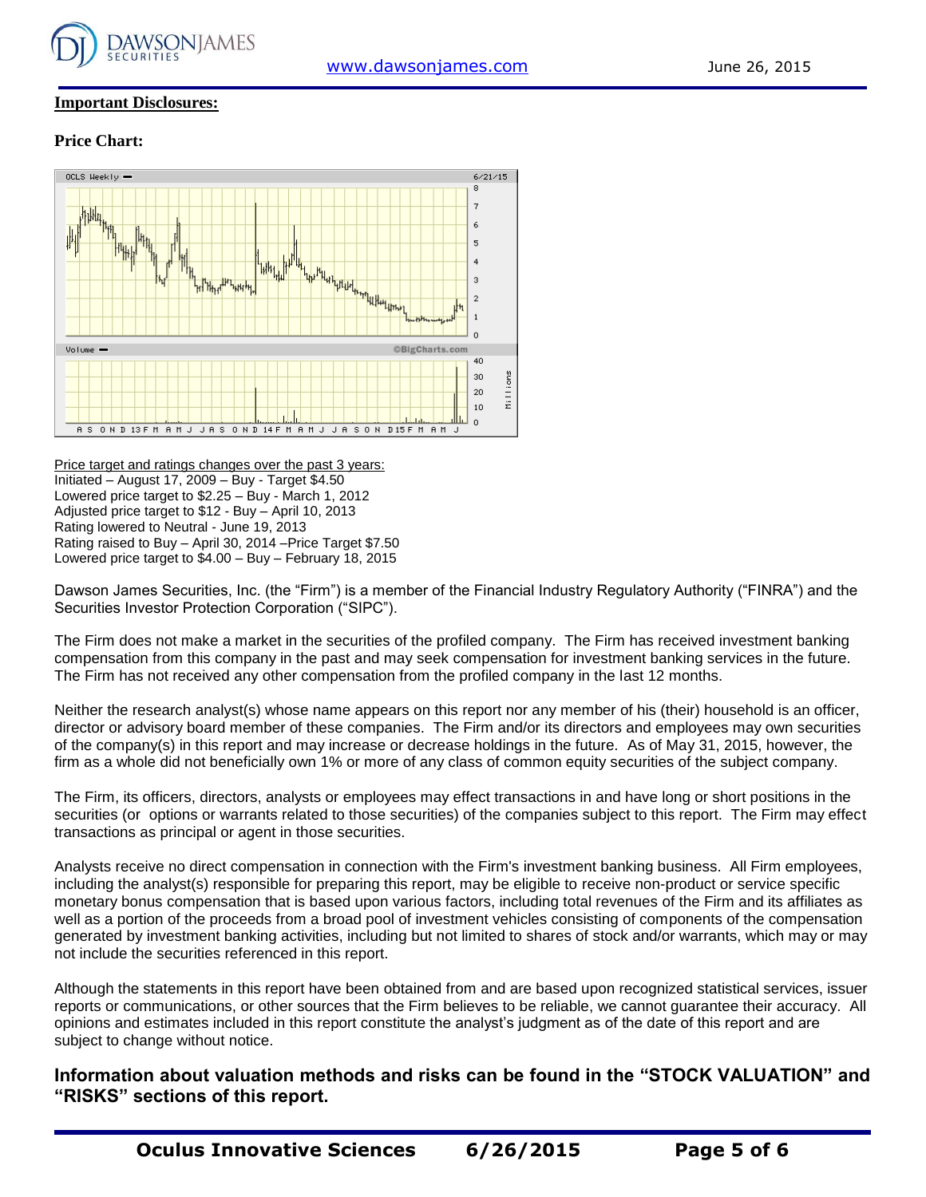**Important Disclosures:**

**Price Chart:**

Price target and ratings changes over the past 3 years:
Initiated – August 17, 2009 – Buy - Target $4.50
Lowered price target to $2.25 – Buy - March 1, 2012
Adjusted price target to $12 - Buy – April 10, 2013
Rating lowered to Neutral - June 19, 2013
Rating raised to Buy – April 30, 2014 –Price Target $7.50
Lowered price target to $4.00 – Buy – February 18, 2015

Dawson James Securities, Inc. (the "Firm") is a member of the Financial Industry Regulatory Authority ("FINRA") and the Securities Investor Protection Corporation ("SIPC").

The Firm does not make a market in the securities of the profiled company. The Firm has received investment banking compensation from this company in the past and may seek compensation for investment banking services in the future. The Firm has not received any other compensation from the profiled company in the last 12 months.

Neither the research analyst(s) whose name appears on this report nor any member of his (their) household is an officer, director or advisory board member of these companies. The Firm and/or its directors and employees may own securities of the company(s) in this report and may increase or decrease holdings in the future. As of May 31, 2015, however, the firm as a whole did not beneficially own 1% or more of any class of common equity securities of the subject company.

The Firm, its officers, directors, analysts or employees may effect transactions in and have long or short positions in the securities (or options or warrants related to those securities) of the companies subject to this report. The Firm may effect transactions as principal or agent in those securities.

Analysts receive no direct compensation in connection with the Firm's investment banking business. All Firm employees, including the analyst(s) responsible for preparing this report, may be eligible to receive non-product or service specific monetary bonus compensation that is based upon various factors, including total revenues of the Firm and its affiliates as well as a portion of the proceeds from a broad pool of investment vehicles consisting of components of the compensation generated by investment banking activities, including but not limited to shares of stock and/or warrants, which may or may not include the securities referenced in this report.

Although the statements in this report have been obtained from and are based upon recognized statistical services, issuer reports or communications, or other sources that the Firm believes to be reliable, we cannot guarantee their accuracy. All opinions and estimates included in this report constitute the analyst's judgment as of the date of this report and are subject to change without notice.

**Information about valuation methods and risks can be found in the "STOCK VALUATION" and "RISKS" sections of this report.**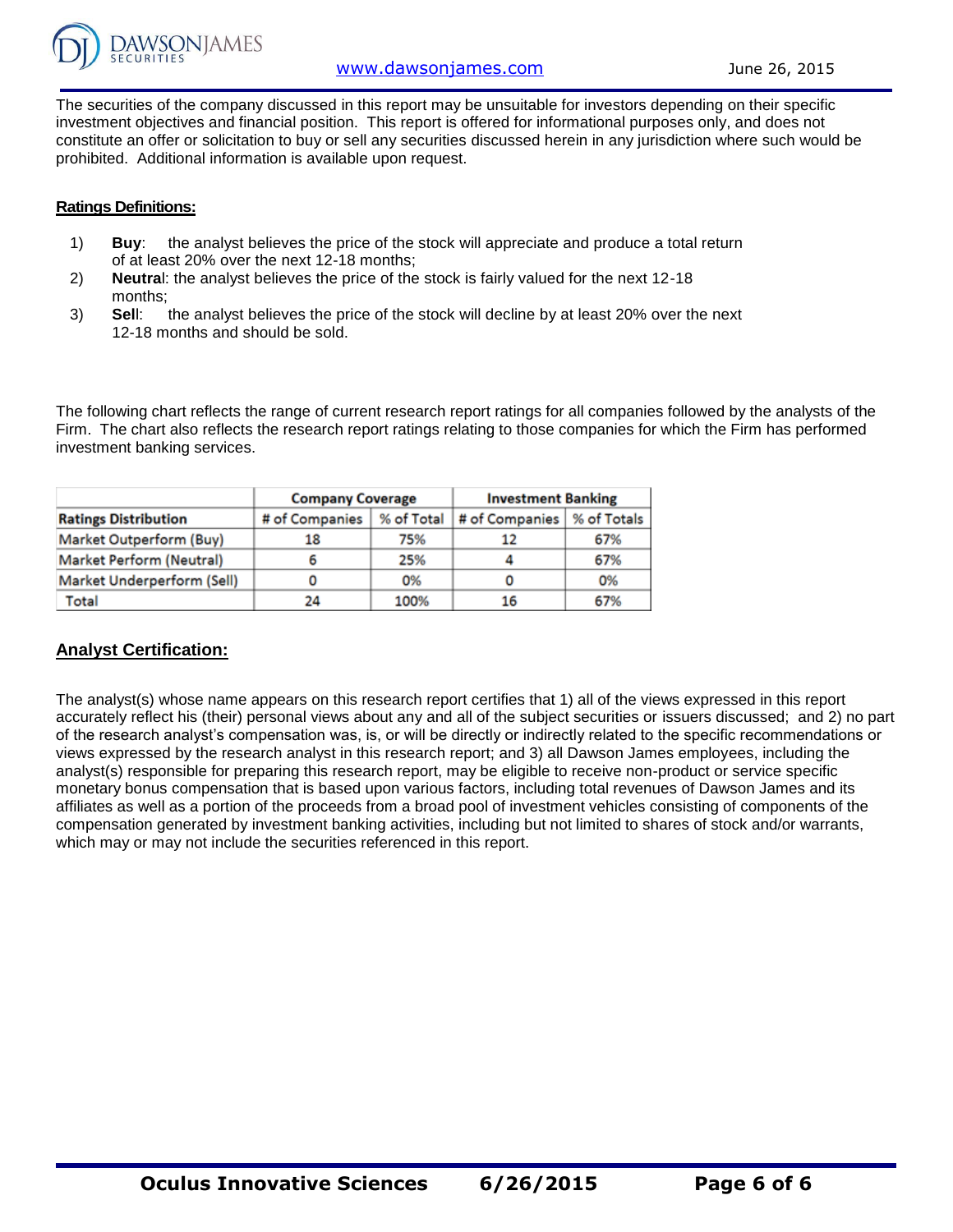The securities of the company discussed in this report may be unsuitable for investors depending on their specific investment objectives and financial position. This report is offered for informational purposes only, and does not constitute an offer or solicitation to buy or sell any securities discussed herein in any jurisdiction where such would be prohibited. Additional information is available upon request.

**Ratings Definitions:**

1) **Buy**: the analyst believes the price of the stock will appreciate and produce a total return of at least 20% over the next 12-18 months;
2) **Neutral**: the analyst believes the price of the stock is fairly valued for the next 12-18 months;
3) **Sell**: the analyst believes the price of the stock will decline by at least 20% over the next 12-18 months and should be sold.

The following chart reflects the range of current research report ratings for all companies followed by the analysts of the Firm. The chart also reflects the research report ratings relating to those companies for which the Firm has performed investment banking services.

| | Company Coverage | | Investment Banking | |
|---|---|---|---|---|
| **Ratings Distribution** | # of Companies | % of Total | # of Companies | % of Totals |
| Market Outperform (Buy) | 18 | 75% | 12 | 67% |
| Market Perform (Neutral) | 6 | 25% | 4 | 67% |
| Market Underperform (Sell) | 0 | 0% | 0 | 0% |
| Total | 24 | 100% | 16 | 67% |

## Analyst Certification:

The analyst(s) whose name appears on this research report certifies that 1) all of the views expressed in this report accurately reflect his (their) personal views about any and all of the subject securities or issuers discussed; and 2) no part of the research analyst's compensation was, is, or will be directly or indirectly related to the specific recommendations or views expressed by the research analyst in this research report; and 3) all Dawson James employees, including the analyst(s) responsible for preparing this research report, may be eligible to receive non-product or service specific monetary bonus compensation that is based upon various factors, including total revenues of Dawson James and its affiliates as well as a portion of the proceeds from a broad pool of investment vehicles consisting of components of the compensation generated by investment banking activities, including but not limited to shares of stock and/or warrants, which may or may not include the securities referenced in this report.